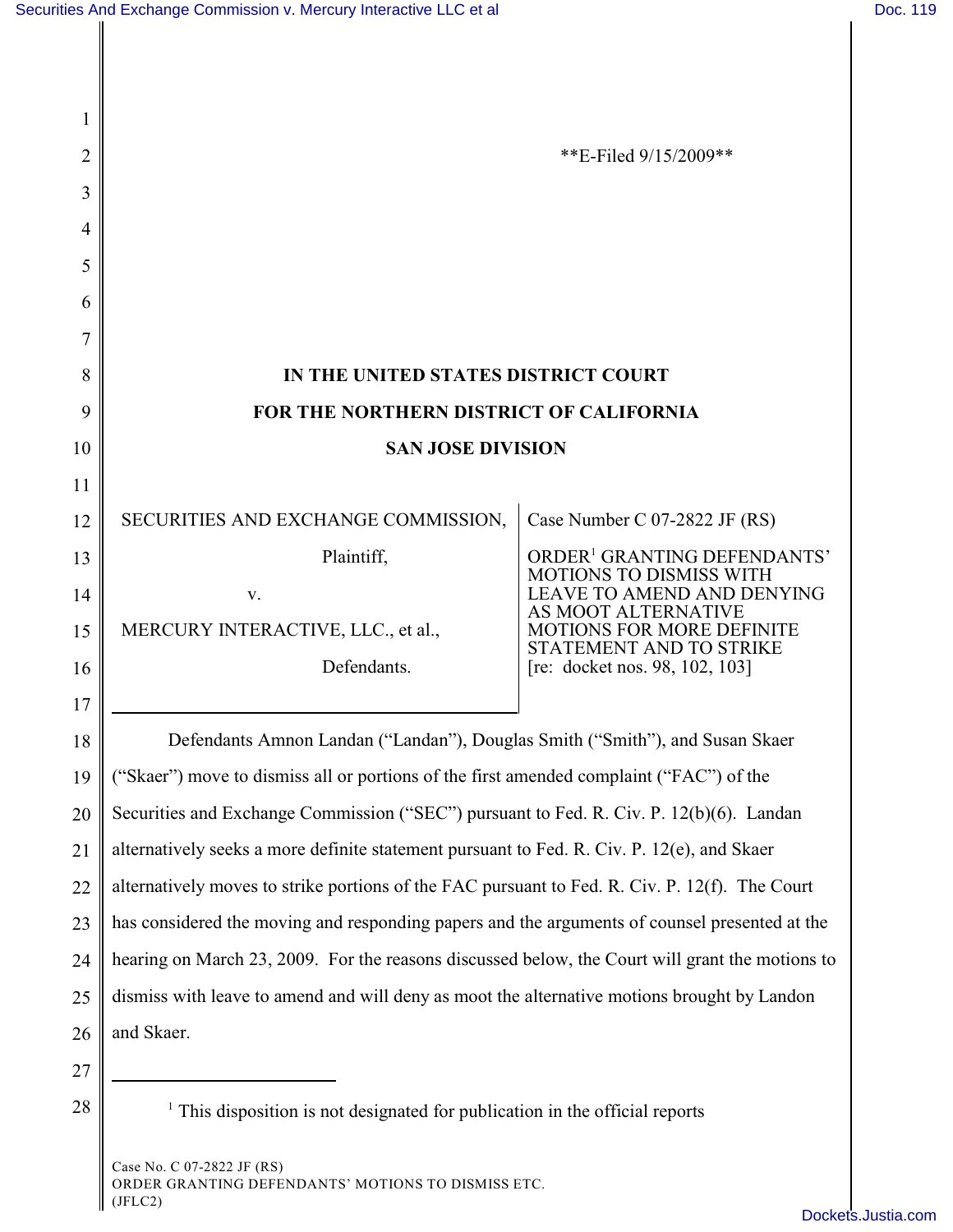**E-Filed 9/15/2009**

**IN THE UNITED STATES DISTRICT COURT**

**FOR THE NORTHERN DISTRICT OF CALIFORNIA**

**SAN JOSE DIVISION**

| | |
|---|---|
| SECURITIES AND EXCHANGE COMMISSION, Plaintiff, v. MERCURY INTERACTIVE, LLC., et al., Defendants. | Case Number C 07-2822 JF (RS) ORDER[1] GRANTING DEFENDANTS' MOTIONS TO DISMISS WITH LEAVE TO AMEND AND DENYING AS MOOT ALTERNATIVE MOTIONS FOR MORE DEFINITE STATEMENT AND TO STRIKE [re: docket nos. 98, 102, 103] |

Defendants Amnon Landan ("Landan"), Douglas Smith ("Smith"), and Susan Skaer ("Skaer") move to dismiss all or portions of the first amended complaint ("FAC") of the Securities and Exchange Commission ("SEC") pursuant to Fed. R. Civ. P. 12(b)(6). Landan alternatively seeks a more definite statement pursuant to Fed. R. Civ. P. 12(e), and Skaer alternatively moves to strike portions of the FAC pursuant to Fed. R. Civ. P. 12(f). The Court has considered the moving and responding papers and the arguments of counsel presented at the hearing on March 23, 2009. For the reasons discussed below, the Court will grant the motions to dismiss with leave to amend and will deny as moot the alternative motions brought by Landon and Skaer.

[1] This disposition is not designated for publication in the official reports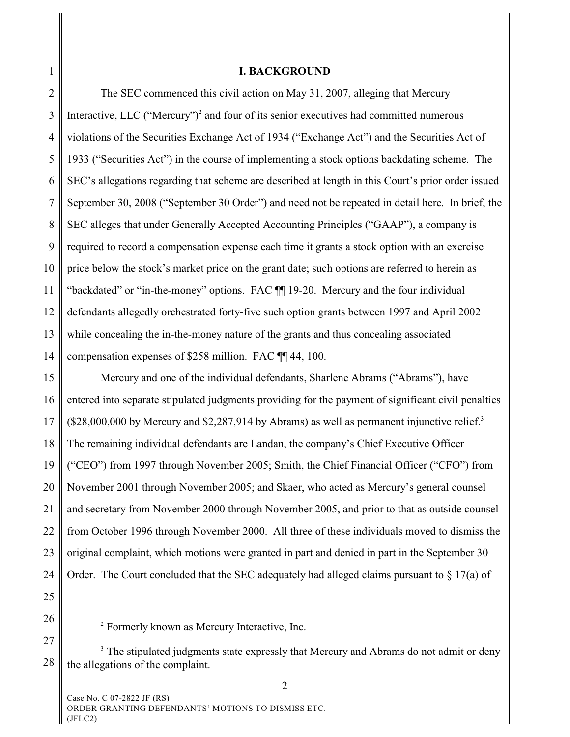## I. BACKGROUND

The SEC commenced this civil action on May 31, 2007, alleging that Mercury Interactive, LLC ("Mercury")[2] and four of its senior executives had committed numerous violations of the Securities Exchange Act of 1934 ("Exchange Act") and the Securities Act of 1933 ("Securities Act") in the course of implementing a stock options backdating scheme. The SEC's allegations regarding that scheme are described at length in this Court's prior order issued September 30, 2008 ("September 30 Order") and need not be repeated in detail here. In brief, the SEC alleges that under Generally Accepted Accounting Principles ("GAAP"), a company is required to record a compensation expense each time it grants a stock option with an exercise price below the stock's market price on the grant date; such options are referred to herein as "backdated" or "in-the-money" options. FAC ¶¶ 19-20. Mercury and the four individual defendants allegedly orchestrated forty-five such option grants between 1997 and April 2002 while concealing the in-the-money nature of the grants and thus concealing associated compensation expenses of $258 million. FAC ¶¶ 44, 100.

Mercury and one of the individual defendants, Sharlene Abrams ("Abrams"), have entered into separate stipulated judgments providing for the payment of significant civil penalties ($28,000,000 by Mercury and $2,287,914 by Abrams) as well as permanent injunctive relief.[3] The remaining individual defendants are Landan, the company's Chief Executive Officer ("CEO") from 1997 through November 2005; Smith, the Chief Financial Officer ("CFO") from November 2001 through November 2005; and Skaer, who acted as Mercury's general counsel and secretary from November 2000 through November 2005, and prior to that as outside counsel from October 1996 through November 2000. All three of these individuals moved to dismiss the original complaint, which motions were granted in part and denied in part in the September 30 Order. The Court concluded that the SEC adequately had alleged claims pursuant to § 17(a) of

---

[2] Formerly known as Mercury Interactive, Inc.

[3] The stipulated judgments state expressly that Mercury and Abrams do not admit or deny the allegations of the complaint.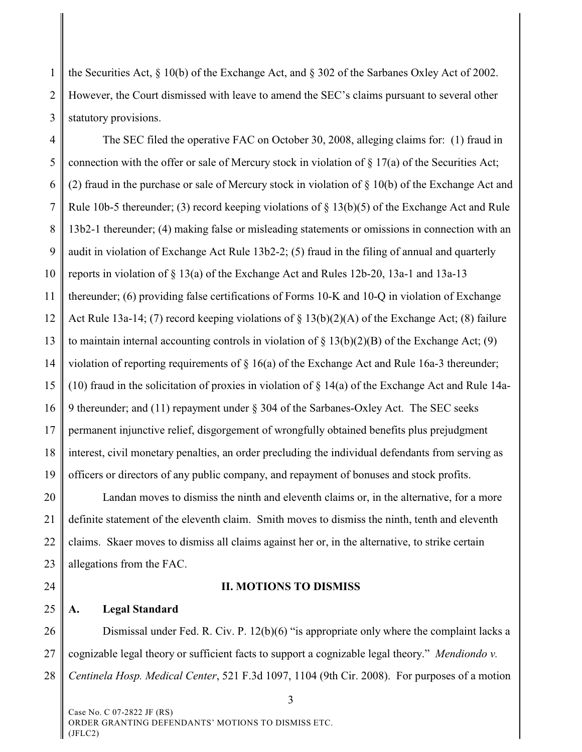the Securities Act, § 10(b) of the Exchange Act, and § 302 of the Sarbanes Oxley Act of 2002. However, the Court dismissed with leave to amend the SEC's claims pursuant to several other statutory provisions.

The SEC filed the operative FAC on October 30, 2008, alleging claims for: (1) fraud in connection with the offer or sale of Mercury stock in violation of § 17(a) of the Securities Act; (2) fraud in the purchase or sale of Mercury stock in violation of § 10(b) of the Exchange Act and Rule 10b-5 thereunder; (3) record keeping violations of § 13(b)(5) of the Exchange Act and Rule 13b2-1 thereunder; (4) making false or misleading statements or omissions in connection with an audit in violation of Exchange Act Rule 13b2-2; (5) fraud in the filing of annual and quarterly reports in violation of § 13(a) of the Exchange Act and Rules 12b-20, 13a-1 and 13a-13 thereunder; (6) providing false certifications of Forms 10-K and 10-Q in violation of Exchange Act Rule 13a-14; (7) record keeping violations of § 13(b)(2)(A) of the Exchange Act; (8) failure to maintain internal accounting controls in violation of § 13(b)(2)(B) of the Exchange Act; (9) violation of reporting requirements of § 16(a) of the Exchange Act and Rule 16a-3 thereunder; (10) fraud in the solicitation of proxies in violation of § 14(a) of the Exchange Act and Rule 14a-9 thereunder; and (11) repayment under § 304 of the Sarbanes-Oxley Act. The SEC seeks permanent injunctive relief, disgorgement of wrongfully obtained benefits plus prejudgment interest, civil monetary penalties, an order precluding the individual defendants from serving as officers or directors of any public company, and repayment of bonuses and stock profits.

Landan moves to dismiss the ninth and eleventh claims or, in the alternative, for a more definite statement of the eleventh claim. Smith moves to dismiss the ninth, tenth and eleventh claims. Skaer moves to dismiss all claims against her or, in the alternative, to strike certain allegations from the FAC.

## II. MOTIONS TO DISMISS

### A. Legal Standard

Dismissal under Fed. R. Civ. P. 12(b)(6) "is appropriate only where the complaint lacks a cognizable legal theory or sufficient facts to support a cognizable legal theory." *Mendiondo v. Centinela Hosp. Medical Center*, 521 F.3d 1097, 1104 (9th Cir. 2008). For purposes of a motion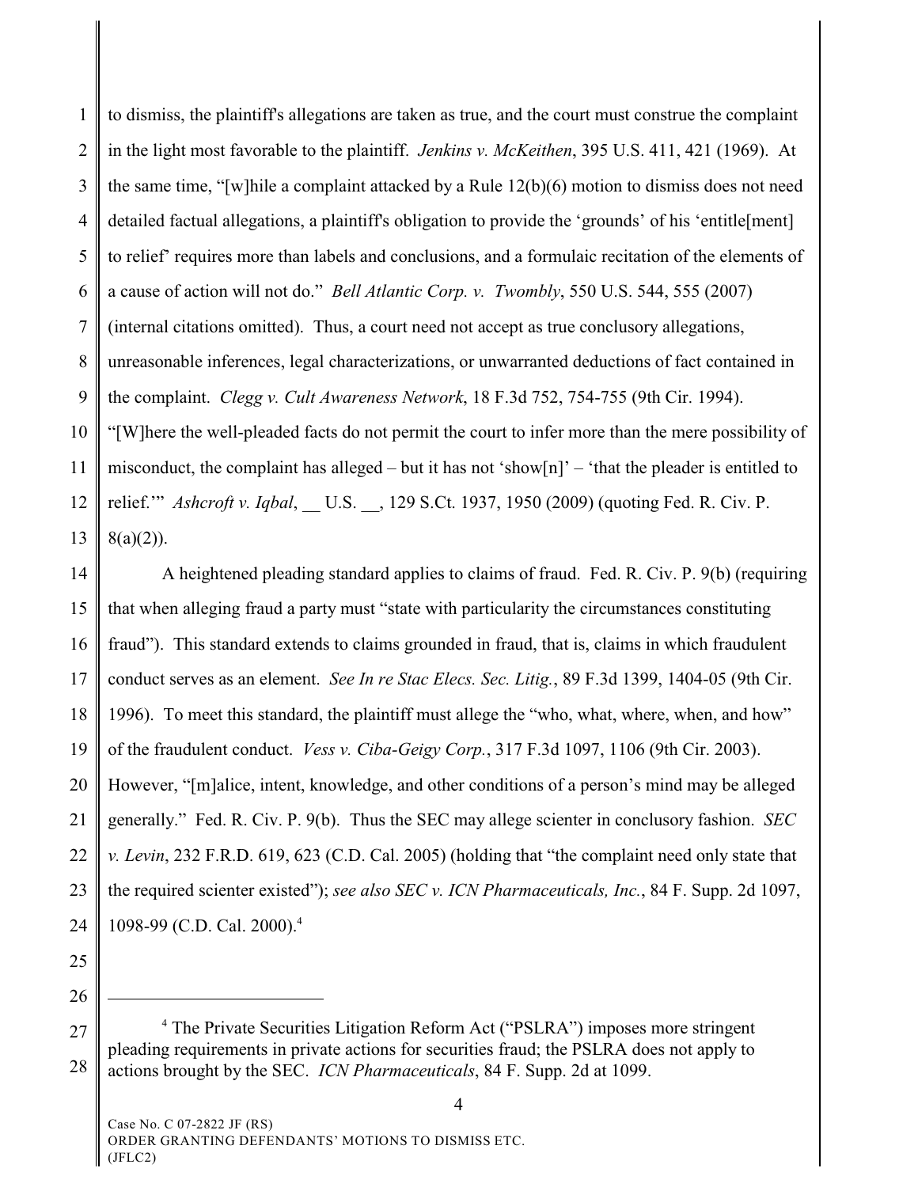to dismiss, the plaintiff's allegations are taken as true, and the court must construe the complaint in the light most favorable to the plaintiff. *Jenkins v. McKeithen*, 395 U.S. 411, 421 (1969). At the same time, "[w]hile a complaint attacked by a Rule 12(b)(6) motion to dismiss does not need detailed factual allegations, a plaintiff's obligation to provide the 'grounds' of his 'entitle[ment] to relief' requires more than labels and conclusions, and a formulaic recitation of the elements of a cause of action will not do." *Bell Atlantic Corp. v. Twombly*, 550 U.S. 544, 555 (2007) (internal citations omitted). Thus, a court need not accept as true conclusory allegations, unreasonable inferences, legal characterizations, or unwarranted deductions of fact contained in the complaint. *Clegg v. Cult Awareness Network*, 18 F.3d 752, 754-755 (9th Cir. 1994). "[W]here the well-pleaded facts do not permit the court to infer more than the mere possibility of misconduct, the complaint has alleged – but it has not 'show[n]' – 'that the pleader is entitled to relief.'" *Ashcroft v. Iqbal*, __ U.S. __, 129 S.Ct. 1937, 1950 (2009) (quoting Fed. R. Civ. P. 8(a)(2)).

A heightened pleading standard applies to claims of fraud. Fed. R. Civ. P. 9(b) (requiring that when alleging fraud a party must "state with particularity the circumstances constituting fraud"). This standard extends to claims grounded in fraud, that is, claims in which fraudulent conduct serves as an element. *See In re Stac Elecs. Sec. Litig.*, 89 F.3d 1399, 1404-05 (9th Cir. 1996). To meet this standard, the plaintiff must allege the "who, what, where, when, and how" of the fraudulent conduct. *Vess v. Ciba-Geigy Corp.*, 317 F.3d 1097, 1106 (9th Cir. 2003). However, "[m]alice, intent, knowledge, and other conditions of a person's mind may be alleged generally." Fed. R. Civ. P. 9(b). Thus the SEC may allege scienter in conclusory fashion. *SEC v. Levin*, 232 F.R.D. 619, 623 (C.D. Cal. 2005) (holding that "the complaint need only state that the required scienter existed"); *see also SEC v. ICN Pharmaceuticals, Inc.*, 84 F. Supp. 2d 1097, 1098-99 (C.D. Cal. 2000).[4]

---

[4] The Private Securities Litigation Reform Act ("PSLRA") imposes more stringent pleading requirements in private actions for securities fraud; the PSLRA does not apply to actions brought by the SEC. *ICN Pharmaceuticals*, 84 F. Supp. 2d at 1099.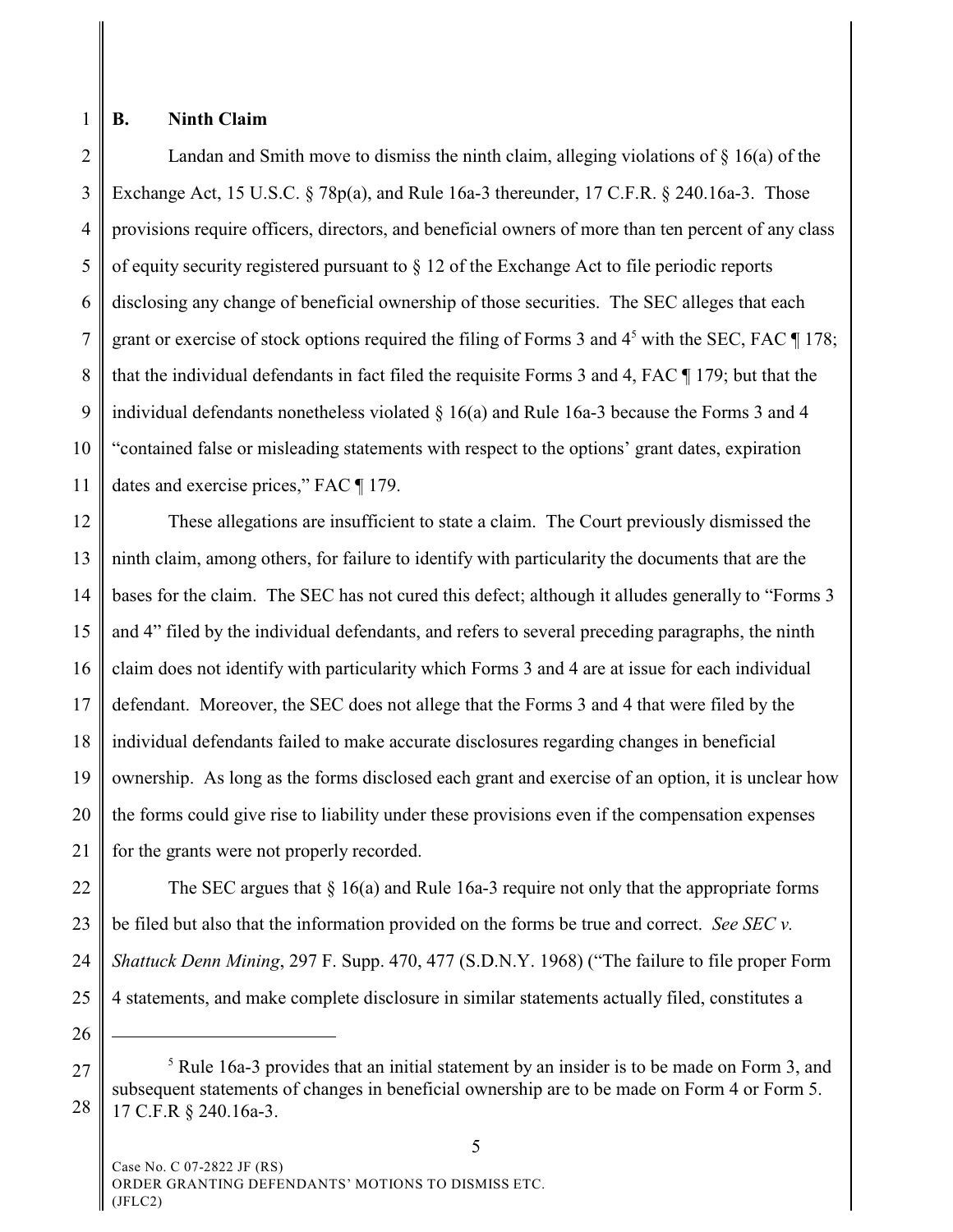### B. Ninth Claim

Landan and Smith move to dismiss the ninth claim, alleging violations of § 16(a) of the Exchange Act, 15 U.S.C. § 78p(a), and Rule 16a-3 thereunder, 17 C.F.R. § 240.16a-3. Those provisions require officers, directors, and beneficial owners of more than ten percent of any class of equity security registered pursuant to § 12 of the Exchange Act to file periodic reports disclosing any change of beneficial ownership of those securities. The SEC alleges that each grant or exercise of stock options required the filing of Forms 3 and 4[5] with the SEC, FAC ¶ 178; that the individual defendants in fact filed the requisite Forms 3 and 4, FAC ¶ 179; but that the individual defendants nonetheless violated § 16(a) and Rule 16a-3 because the Forms 3 and 4 "contained false or misleading statements with respect to the options' grant dates, expiration dates and exercise prices," FAC ¶ 179.

These allegations are insufficient to state a claim. The Court previously dismissed the ninth claim, among others, for failure to identify with particularity the documents that are the bases for the claim. The SEC has not cured this defect; although it alludes generally to "Forms 3 and 4" filed by the individual defendants, and refers to several preceding paragraphs, the ninth claim does not identify with particularity which Forms 3 and 4 are at issue for each individual defendant. Moreover, the SEC does not allege that the Forms 3 and 4 that were filed by the individual defendants failed to make accurate disclosures regarding changes in beneficial ownership. As long as the forms disclosed each grant and exercise of an option, it is unclear how the forms could give rise to liability under these provisions even if the compensation expenses for the grants were not properly recorded.

The SEC argues that § 16(a) and Rule 16a-3 require not only that the appropriate forms be filed but also that the information provided on the forms be true and correct. *See SEC v. Shattuck Denn Mining*, 297 F. Supp. 470, 477 (S.D.N.Y. 1968) ("The failure to file proper Form 4 statements, and make complete disclosure in similar statements actually filed, constitutes a

---

[5] Rule 16a-3 provides that an initial statement by an insider is to be made on Form 3, and subsequent statements of changes in beneficial ownership are to be made on Form 4 or Form 5. 17 C.F.R § 240.16a-3.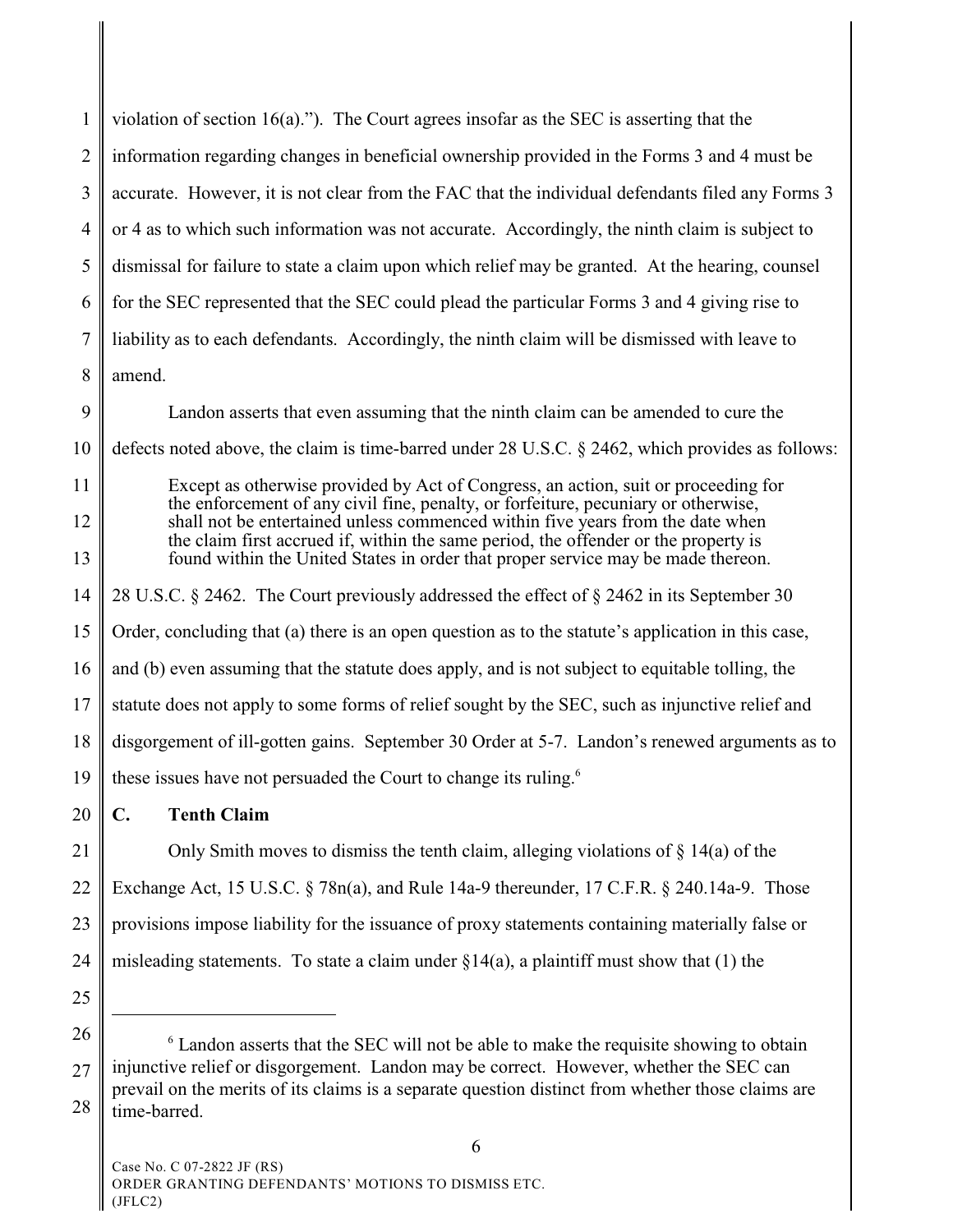violation of section 16(a).”). The Court agrees insofar as the SEC is asserting that the information regarding changes in beneficial ownership provided in the Forms 3 and 4 must be accurate. However, it is not clear from the FAC that the individual defendants filed any Forms 3 or 4 as to which such information was not accurate. Accordingly, the ninth claim is subject to dismissal for failure to state a claim upon which relief may be granted. At the hearing, counsel for the SEC represented that the SEC could plead the particular Forms 3 and 4 giving rise to liability as to each defendants. Accordingly, the ninth claim will be dismissed with leave to amend.

Landon asserts that even assuming that the ninth claim can be amended to cure the defects noted above, the claim is time-barred under 28 U.S.C. § 2462, which provides as follows:

> Except as otherwise provided by Act of Congress, an action, suit or proceeding for the enforcement of any civil fine, penalty, or forfeiture, pecuniary or otherwise, shall not be entertained unless commenced within five years from the date when the claim first accrued if, within the same period, the offender or the property is found within the United States in order that proper service may be made thereon.

28 U.S.C. § 2462. The Court previously addressed the effect of § 2462 in its September 30 Order, concluding that (a) there is an open question as to the statute’s application in this case, and (b) even assuming that the statute does apply, and is not subject to equitable tolling, the statute does not apply to some forms of relief sought by the SEC, such as injunctive relief and disgorgement of ill-gotten gains. September 30 Order at 5-7. Landon’s renewed arguments as to these issues have not persuaded the Court to change its ruling.[6]

## C. Tenth Claim

Only Smith moves to dismiss the tenth claim, alleging violations of § 14(a) of the Exchange Act, 15 U.S.C. § 78n(a), and Rule 14a-9 thereunder, 17 C.F.R. § 240.14a-9. Those provisions impose liability for the issuance of proxy statements containing materially false or misleading statements. To state a claim under §14(a), a plaintiff must show that (1) the

---

[6] Landon asserts that the SEC will not be able to make the requisite showing to obtain injunctive relief or disgorgement. Landon may be correct. However, whether the SEC can prevail on the merits of its claims is a separate question distinct from whether those claims are time-barred.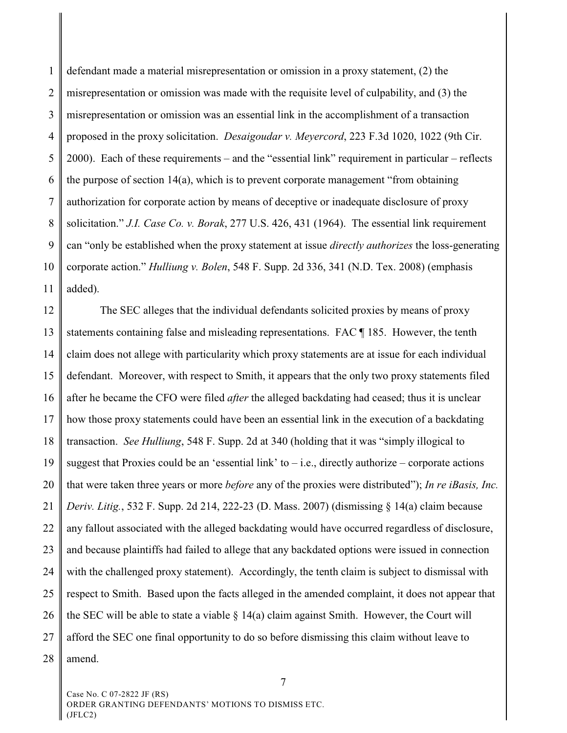defendant made a material misrepresentation or omission in a proxy statement, (2) the misrepresentation or omission was made with the requisite level of culpability, and (3) the misrepresentation or omission was an essential link in the accomplishment of a transaction proposed in the proxy solicitation. *Desaigoudar v. Meyercord*, 223 F.3d 1020, 1022 (9th Cir. 2000). Each of these requirements – and the "essential link" requirement in particular – reflects the purpose of section 14(a), which is to prevent corporate management "from obtaining authorization for corporate action by means of deceptive or inadequate disclosure of proxy solicitation." *J.I. Case Co. v. Borak*, 277 U.S. 426, 431 (1964). The essential link requirement can "only be established when the proxy statement at issue *directly authorizes* the loss-generating corporate action." *Hulliung v. Bolen*, 548 F. Supp. 2d 336, 341 (N.D. Tex. 2008) (emphasis added).

The SEC alleges that the individual defendants solicited proxies by means of proxy statements containing false and misleading representations. FAC ¶ 185. However, the tenth claim does not allege with particularity which proxy statements are at issue for each individual defendant. Moreover, with respect to Smith, it appears that the only two proxy statements filed after he became the CFO were filed *after* the alleged backdating had ceased; thus it is unclear how those proxy statements could have been an essential link in the execution of a backdating transaction. *See Hulliung*, 548 F. Supp. 2d at 340 (holding that it was "simply illogical to suggest that Proxies could be an 'essential link' to – i.e., directly authorize – corporate actions that were taken three years or more *before* any of the proxies were distributed"); *In re iBasis, Inc. Deriv. Litig.*, 532 F. Supp. 2d 214, 222-23 (D. Mass. 2007) (dismissing § 14(a) claim because any fallout associated with the alleged backdating would have occurred regardless of disclosure, and because plaintiffs had failed to allege that any backdated options were issued in connection with the challenged proxy statement). Accordingly, the tenth claim is subject to dismissal with respect to Smith. Based upon the facts alleged in the amended complaint, it does not appear that the SEC will be able to state a viable § 14(a) claim against Smith. However, the Court will afford the SEC one final opportunity to do so before dismissing this claim without leave to amend.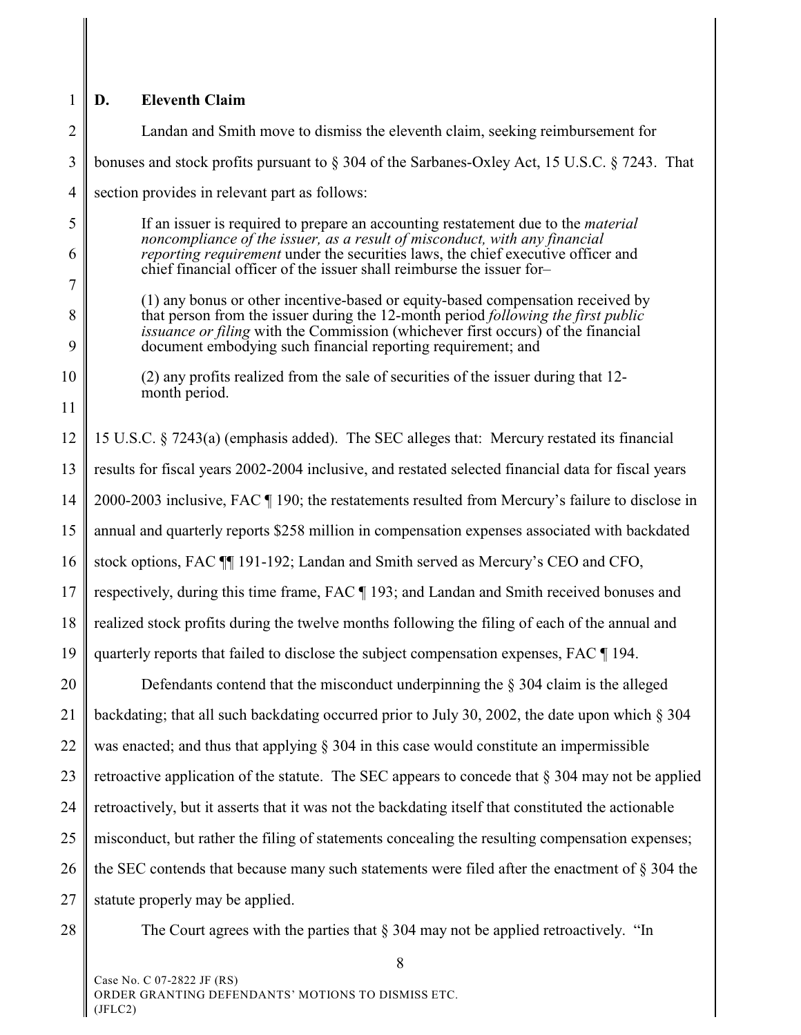### D. Eleventh Claim

Landan and Smith move to dismiss the eleventh claim, seeking reimbursement for bonuses and stock profits pursuant to § 304 of the Sarbanes-Oxley Act, 15 U.S.C. § 7243. That section provides in relevant part as follows:

> If an issuer is required to prepare an accounting restatement due to the *material noncompliance of the issuer, as a result of misconduct, with any financial reporting requirement* under the securities laws, the chief executive officer and chief financial officer of the issuer shall reimburse the issuer for–
>
> (1) any bonus or other incentive-based or equity-based compensation received by that person from the issuer during the 12-month period *following the first public issuance or filing* with the Commission (whichever first occurs) of the financial document embodying such financial reporting requirement; and
>
> (2) any profits realized from the sale of securities of the issuer during that 12-month period.

15 U.S.C. § 7243(a) (emphasis added). The SEC alleges that: Mercury restated its financial results for fiscal years 2002-2004 inclusive, and restated selected financial data for fiscal years 2000-2003 inclusive, FAC ¶ 190; the restatements resulted from Mercury's failure to disclose in annual and quarterly reports $258 million in compensation expenses associated with backdated stock options, FAC ¶¶ 191-192; Landan and Smith served as Mercury's CEO and CFO, respectively, during this time frame, FAC ¶ 193; and Landan and Smith received bonuses and realized stock profits during the twelve months following the filing of each of the annual and quarterly reports that failed to disclose the subject compensation expenses, FAC ¶ 194.

Defendants contend that the misconduct underpinning the § 304 claim is the alleged backdating; that all such backdating occurred prior to July 30, 2002, the date upon which § 304 was enacted; and thus that applying § 304 in this case would constitute an impermissible retroactive application of the statute. The SEC appears to concede that § 304 may not be applied retroactively, but it asserts that it was not the backdating itself that constituted the actionable misconduct, but rather the filing of statements concealing the resulting compensation expenses; the SEC contends that because many such statements were filed after the enactment of § 304 the statute properly may be applied.

The Court agrees with the parties that § 304 may not be applied retroactively. "In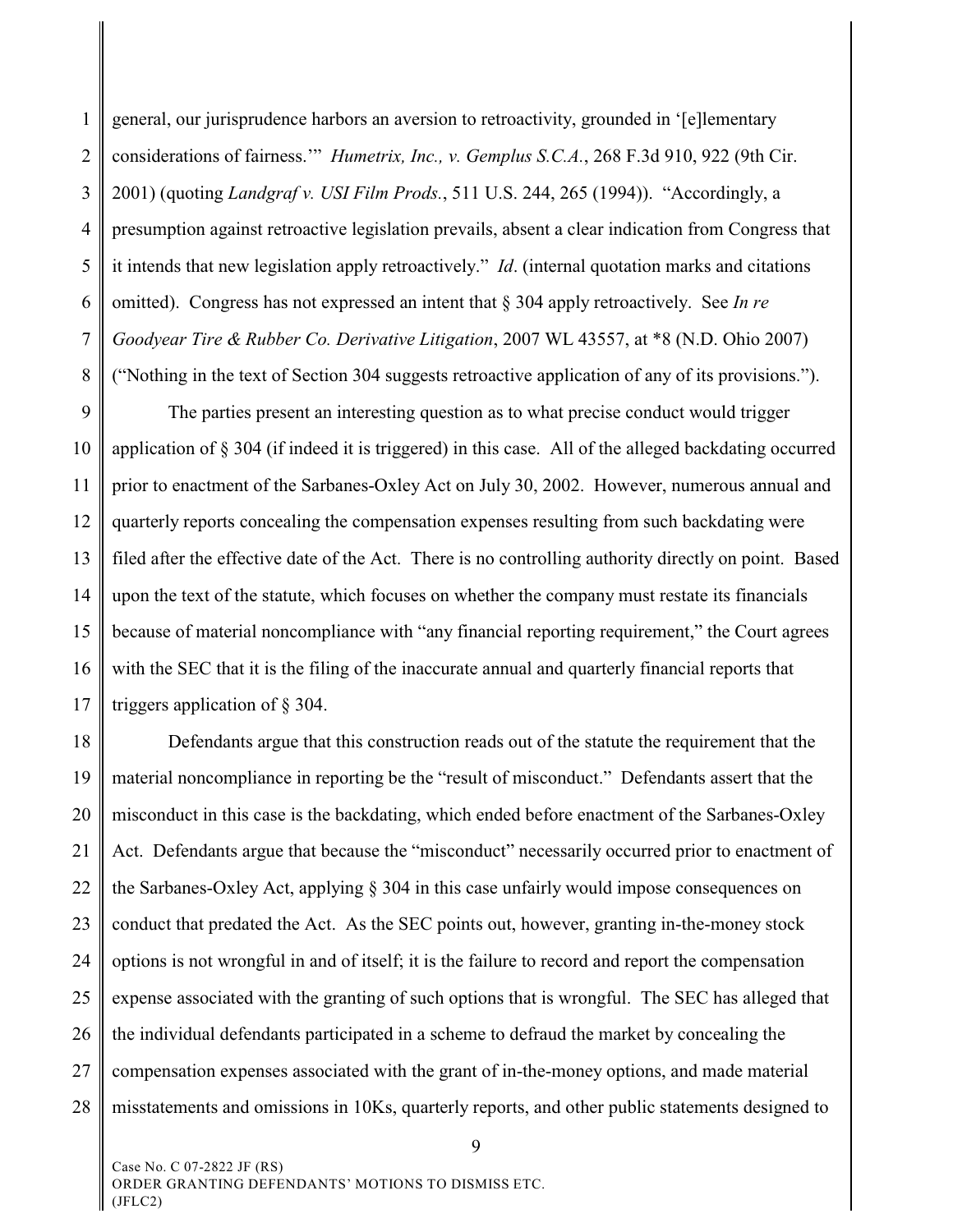general, our jurisprudence harbors an aversion to retroactivity, grounded in '[e]lementary considerations of fairness.'" *Humetrix, Inc., v. Gemplus S.C.A.*, 268 F.3d 910, 922 (9th Cir. 2001) (quoting *Landgraf v. USI Film Prods.*, 511 U.S. 244, 265 (1994)). "Accordingly, a presumption against retroactive legislation prevails, absent a clear indication from Congress that it intends that new legislation apply retroactively." *Id*. (internal quotation marks and citations omitted). Congress has not expressed an intent that § 304 apply retroactively. See *In re Goodyear Tire & Rubber Co. Derivative Litigation*, 2007 WL 43557, at *8 (N.D. Ohio 2007) ("Nothing in the text of Section 304 suggests retroactive application of any of its provisions.").

The parties present an interesting question as to what precise conduct would trigger application of § 304 (if indeed it is triggered) in this case. All of the alleged backdating occurred prior to enactment of the Sarbanes-Oxley Act on July 30, 2002. However, numerous annual and quarterly reports concealing the compensation expenses resulting from such backdating were filed after the effective date of the Act. There is no controlling authority directly on point. Based upon the text of the statute, which focuses on whether the company must restate its financials because of material noncompliance with "any financial reporting requirement," the Court agrees with the SEC that it is the filing of the inaccurate annual and quarterly financial reports that triggers application of § 304.

Defendants argue that this construction reads out of the statute the requirement that the material noncompliance in reporting be the "result of misconduct." Defendants assert that the misconduct in this case is the backdating, which ended before enactment of the Sarbanes-Oxley Act. Defendants argue that because the "misconduct" necessarily occurred prior to enactment of the Sarbanes-Oxley Act, applying § 304 in this case unfairly would impose consequences on conduct that predated the Act. As the SEC points out, however, granting in-the-money stock options is not wrongful in and of itself; it is the failure to record and report the compensation expense associated with the granting of such options that is wrongful. The SEC has alleged that the individual defendants participated in a scheme to defraud the market by concealing the compensation expenses associated with the grant of in-the-money options, and made material misstatements and omissions in 10Ks, quarterly reports, and other public statements designed to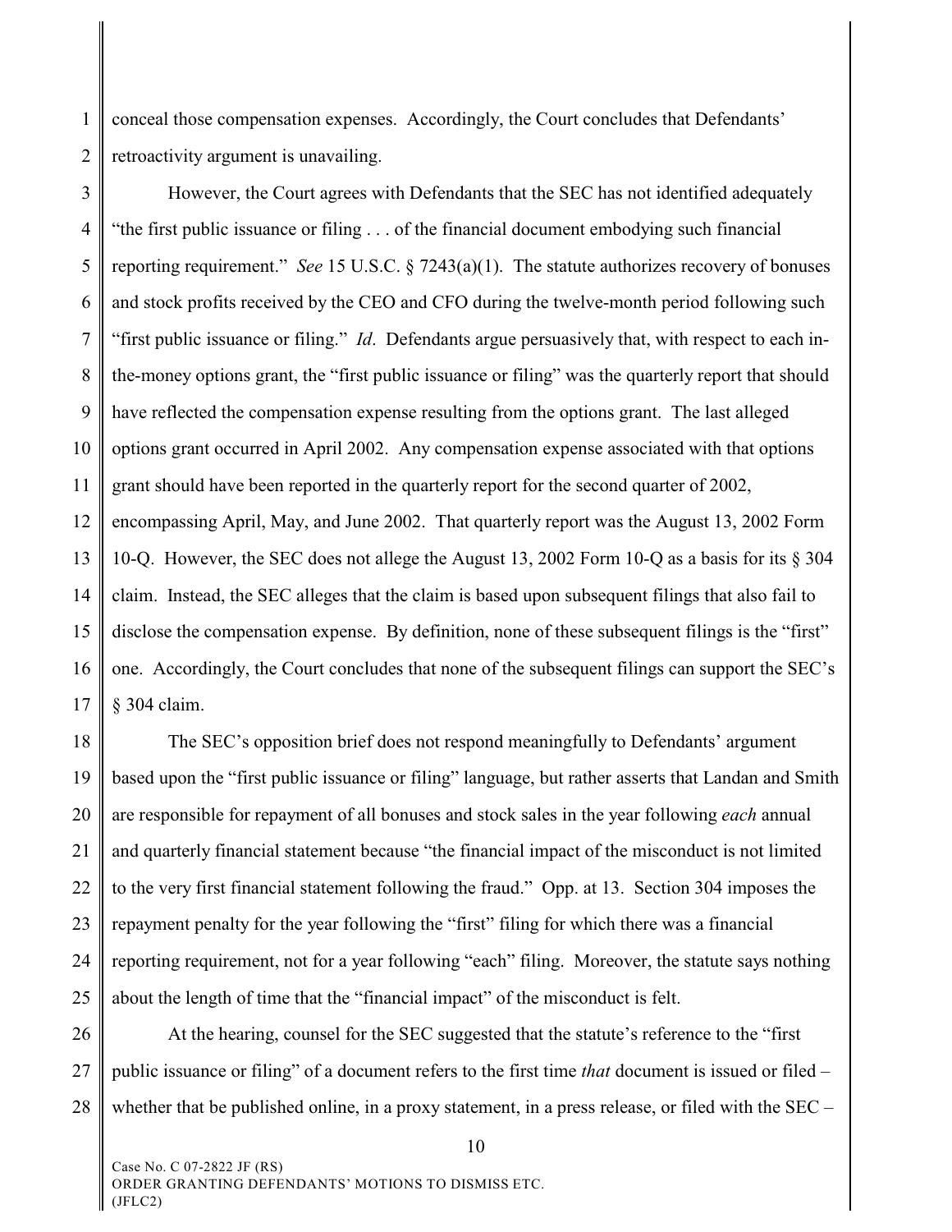conceal those compensation expenses. Accordingly, the Court concludes that Defendants' retroactivity argument is unavailing.

However, the Court agrees with Defendants that the SEC has not identified adequately "the first public issuance or filing . . . of the financial document embodying such financial reporting requirement." *See* 15 U.S.C. § 7243(a)(1). The statute authorizes recovery of bonuses and stock profits received by the CEO and CFO during the twelve-month period following such "first public issuance or filing." *Id*. Defendants argue persuasively that, with respect to each in-the-money options grant, the "first public issuance or filing" was the quarterly report that should have reflected the compensation expense resulting from the options grant. The last alleged options grant occurred in April 2002. Any compensation expense associated with that options grant should have been reported in the quarterly report for the second quarter of 2002, encompassing April, May, and June 2002. That quarterly report was the August 13, 2002 Form 10-Q. However, the SEC does not allege the August 13, 2002 Form 10-Q as a basis for its § 304 claim. Instead, the SEC alleges that the claim is based upon subsequent filings that also fail to disclose the compensation expense. By definition, none of these subsequent filings is the "first" one. Accordingly, the Court concludes that none of the subsequent filings can support the SEC's § 304 claim.

The SEC's opposition brief does not respond meaningfully to Defendants' argument based upon the "first public issuance or filing" language, but rather asserts that Landan and Smith are responsible for repayment of all bonuses and stock sales in the year following *each* annual and quarterly financial statement because "the financial impact of the misconduct is not limited to the very first financial statement following the fraud." Opp. at 13. Section 304 imposes the repayment penalty for the year following the "first" filing for which there was a financial reporting requirement, not for a year following "each" filing. Moreover, the statute says nothing about the length of time that the "financial impact" of the misconduct is felt.

At the hearing, counsel for the SEC suggested that the statute's reference to the "first public issuance or filing" of a document refers to the first time *that* document is issued or filed – whether that be published online, in a proxy statement, in a press release, or filed with the SEC –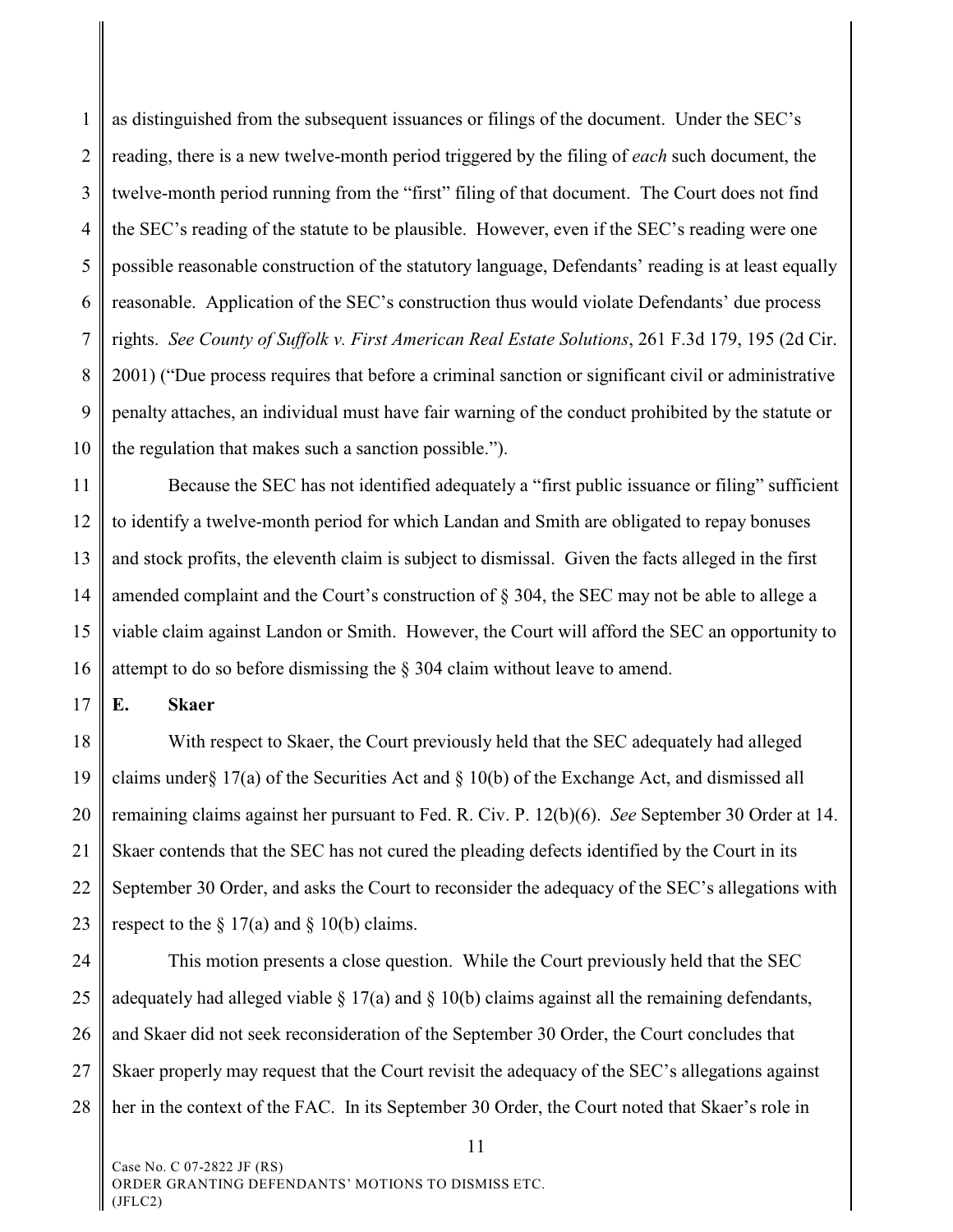as distinguished from the subsequent issuances or filings of the document. Under the SEC's reading, there is a new twelve-month period triggered by the filing of *each* such document, the twelve-month period running from the "first" filing of that document. The Court does not find the SEC's reading of the statute to be plausible. However, even if the SEC's reading were one possible reasonable construction of the statutory language, Defendants' reading is at least equally reasonable. Application of the SEC's construction thus would violate Defendants' due process rights. *See County of Suffolk v. First American Real Estate Solutions*, 261 F.3d 179, 195 (2d Cir. 2001) ("Due process requires that before a criminal sanction or significant civil or administrative penalty attaches, an individual must have fair warning of the conduct prohibited by the statute or the regulation that makes such a sanction possible.").

Because the SEC has not identified adequately a "first public issuance or filing" sufficient to identify a twelve-month period for which Landan and Smith are obligated to repay bonuses and stock profits, the eleventh claim is subject to dismissal. Given the facts alleged in the first amended complaint and the Court's construction of § 304, the SEC may not be able to allege a viable claim against Landon or Smith. However, the Court will afford the SEC an opportunity to attempt to do so before dismissing the § 304 claim without leave to amend.

**E. Skaer**

With respect to Skaer, the Court previously held that the SEC adequately had alleged claims under§ 17(a) of the Securities Act and § 10(b) of the Exchange Act, and dismissed all remaining claims against her pursuant to Fed. R. Civ. P. 12(b)(6). *See* September 30 Order at 14. Skaer contends that the SEC has not cured the pleading defects identified by the Court in its September 30 Order, and asks the Court to reconsider the adequacy of the SEC's allegations with respect to the § 17(a) and § 10(b) claims.

This motion presents a close question. While the Court previously held that the SEC adequately had alleged viable § 17(a) and § 10(b) claims against all the remaining defendants, and Skaer did not seek reconsideration of the September 30 Order, the Court concludes that Skaer properly may request that the Court revisit the adequacy of the SEC's allegations against her in the context of the FAC. In its September 30 Order, the Court noted that Skaer's role in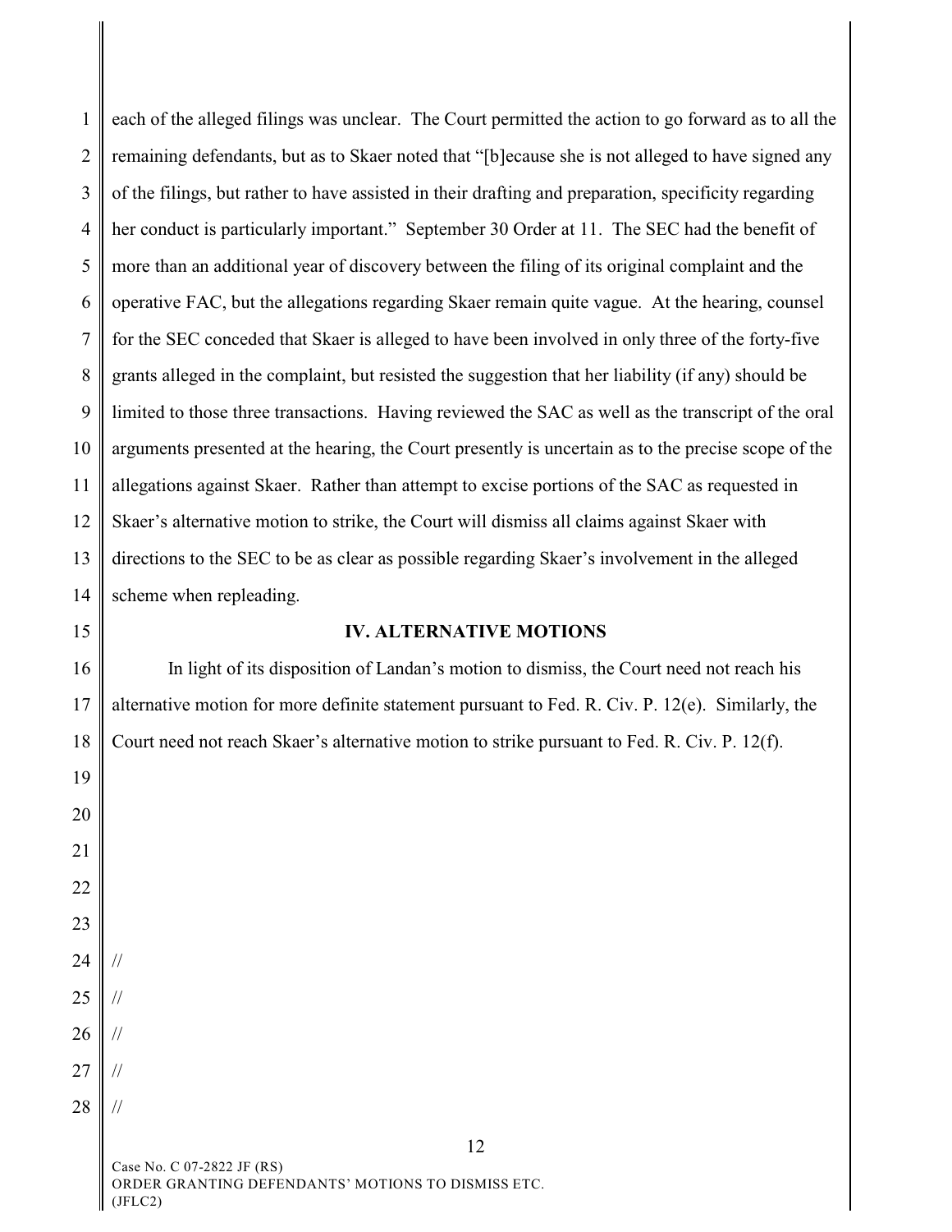each of the alleged filings was unclear. The Court permitted the action to go forward as to all the remaining defendants, but as to Skaer noted that "[b]ecause she is not alleged to have signed any of the filings, but rather to have assisted in their drafting and preparation, specificity regarding her conduct is particularly important." September 30 Order at 11. The SEC had the benefit of more than an additional year of discovery between the filing of its original complaint and the operative FAC, but the allegations regarding Skaer remain quite vague. At the hearing, counsel for the SEC conceded that Skaer is alleged to have been involved in only three of the forty-five grants alleged in the complaint, but resisted the suggestion that her liability (if any) should be limited to those three transactions. Having reviewed the SAC as well as the transcript of the oral arguments presented at the hearing, the Court presently is uncertain as to the precise scope of the allegations against Skaer. Rather than attempt to excise portions of the SAC as requested in Skaer's alternative motion to strike, the Court will dismiss all claims against Skaer with directions to the SEC to be as clear as possible regarding Skaer's involvement in the alleged scheme when repleading.

## IV. ALTERNATIVE MOTIONS

In light of its disposition of Landan's motion to dismiss, the Court need not reach his alternative motion for more definite statement pursuant to Fed. R. Civ. P. 12(e). Similarly, the Court need not reach Skaer's alternative motion to strike pursuant to Fed. R. Civ. P. 12(f).

//

//

//

//

//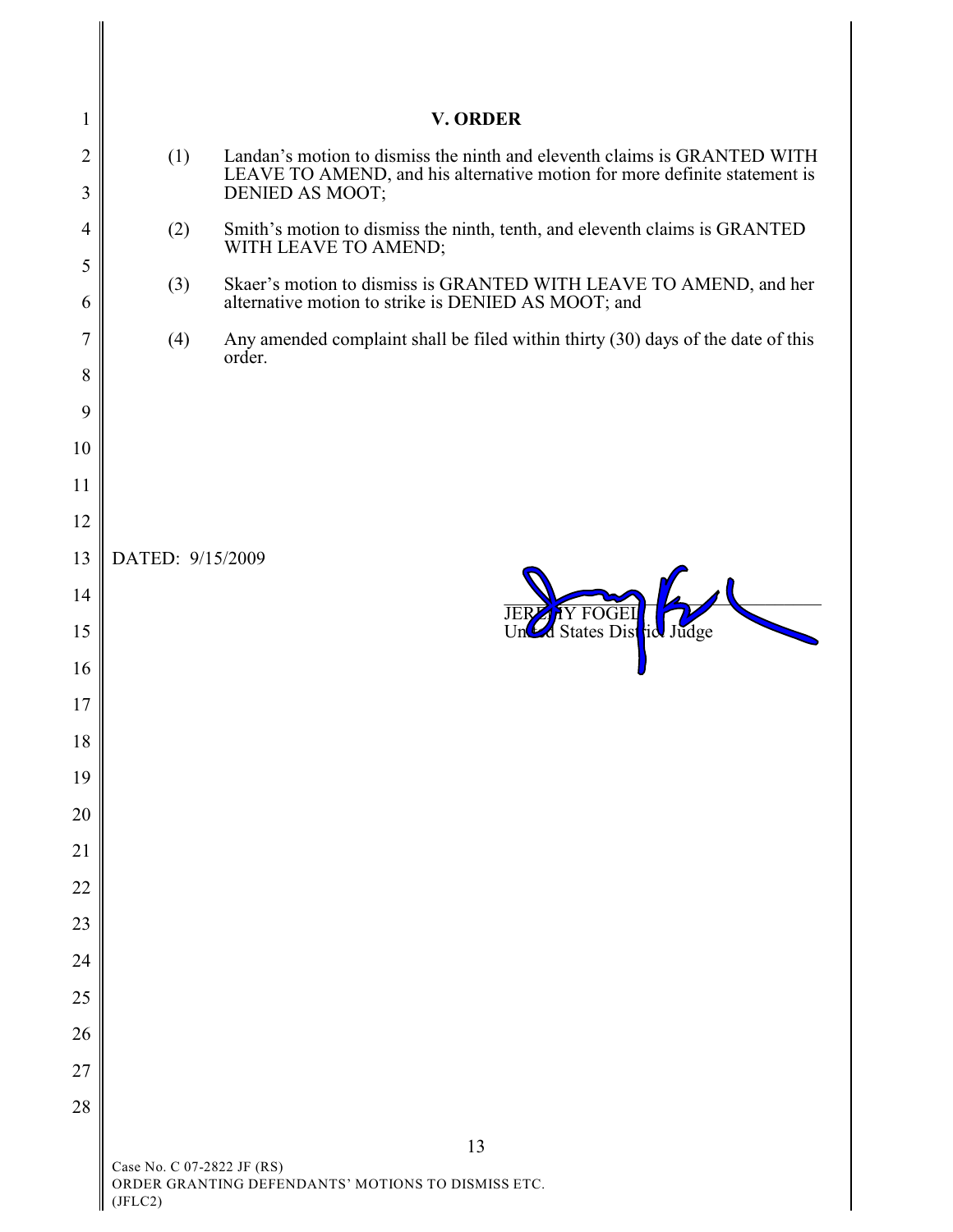## V. ORDER

(1) Landan's motion to dismiss the ninth and eleventh claims is GRANTED WITH LEAVE TO AMEND, and his alternative motion for more definite statement is DENIED AS MOOT;

(2) Smith's motion to dismiss the ninth, tenth, and eleventh claims is GRANTED WITH LEAVE TO AMEND;

(3) Skaer's motion to dismiss is GRANTED WITH LEAVE TO AMEND, and her alternative motion to strike is DENIED AS MOOT; and

(4) Any amended complaint shall be filed within thirty (30) days of the date of this order.

DATED: 9/15/2009

JEREMY FOGEL
United States District Judge

Case No. C 07-2822 JF (RS)
ORDER GRANTING DEFENDANTS' MOTIONS TO DISMISS ETC.
(JFLC2)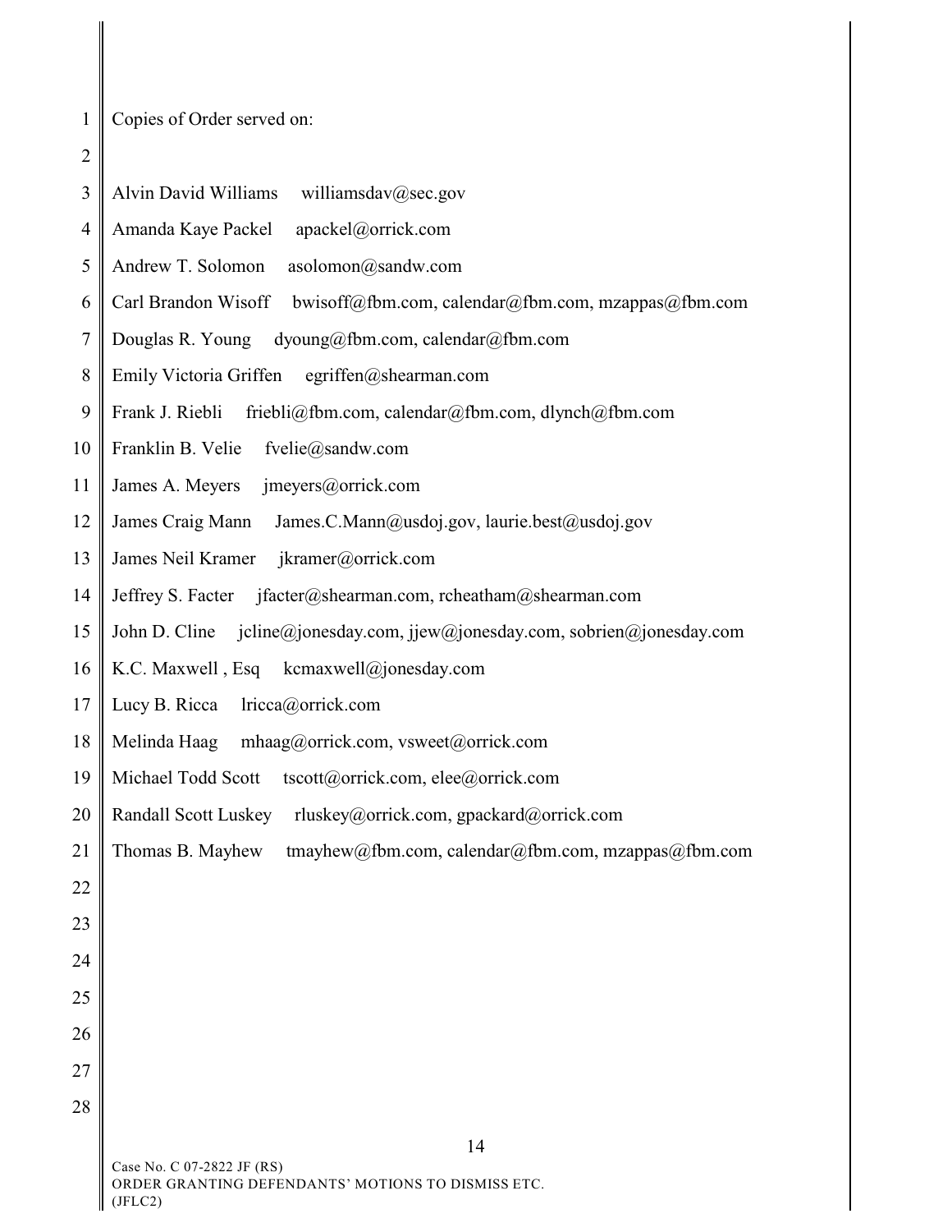Copies of Order served on:

Alvin David Williams williamsdav@sec.gov
Amanda Kaye Packel apackel@orrick.com
Andrew T. Solomon asolomon@sandw.com
Carl Brandon Wisoff bwisoff@fbm.com, calendar@fbm.com, mzappas@fbm.com
Douglas R. Young dyoung@fbm.com, calendar@fbm.com
Emily Victoria Griffen egriffen@shearman.com
Frank J. Riebli friebli@fbm.com, calendar@fbm.com, dlynch@fbm.com
Franklin B. Velie fvelie@sandw.com
James A. Meyers jmeyers@orrick.com
James Craig Mann James.C.Mann@usdoj.gov, laurie.best@usdoj.gov
James Neil Kramer jkramer@orrick.com
Jeffrey S. Facter jfacter@shearman.com, rcheatham@shearman.com
John D. Cline jcline@jonesday.com, jjew@jonesday.com, sobrien@jonesday.com
K.C. Maxwell , Esq kcmaxwell@jonesday.com
Lucy B. Ricca lricca@orrick.com
Melinda Haag mhaag@orrick.com, vsweet@orrick.com
Michael Todd Scott tscott@orrick.com, elee@orrick.com
Randall Scott Luskey rluskey@orrick.com, gpackard@orrick.com
Thomas B. Mayhew tmayhew@fbm.com, calendar@fbm.com, mzappas@fbm.com

Case No. C 07-2822 JF (RS)
ORDER GRANTING DEFENDANTS' MOTIONS TO DISMISS ETC.
(JFLC2)